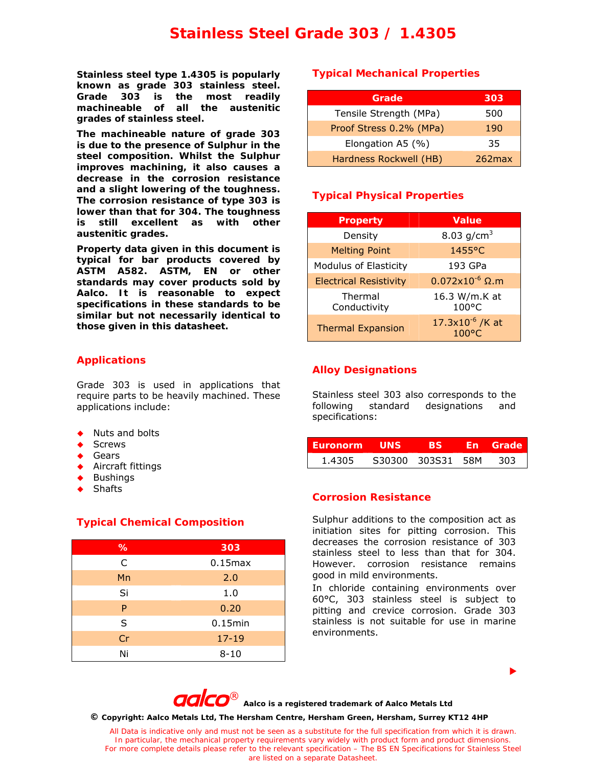# Stainless Steel Grade 303 / 1.4305

**Stainless steel type 1.4305 is popularly known as grade 303 stainless steel. Grade 303 is the most readily machineable of all the austenitic grades of stainless steel.**

**The machineable nature of grade 303 is due to the presence of Sulphur in the steel composition. Whilst the Sulphur improves machining, it also causes a decrease in the corrosion resistance and a slight lowering of the toughness. The corrosion resistance of type 303 is lower than that for 304. The toughness is still excellent as with other austenitic grades.**

**Property data given in this document is typical for bar products covered by ASTM A582. ASTM, EN or other standards may cover products sold by Aalco. It is reasonable to expect specifications in these standards to be similar but not necessarily identical to those given in this datasheet.**

## Applications

Grade 303 is used in applications that require parts to be heavily machined. These applications include:

- Nuts and bolts
- Screws
- Gears
- Aircraft fittings
- Bushings
- Shafts

## Typical Chemical Composition

| % | 303 |
|---|---|
| C | 0.15max |
| Mn | 2.0 |
| Si | 1.0 |
| P | 0.20 |
| S | 0.15min |
| Cr | 17-19 |
| Ni | 8-10 |

## Typical Mechanical Properties

| Grade | 303 |
|---|---|
| Tensile Strength (MPa) | 500 |
| Proof Stress 0.2% (MPa) | 190 |
| Elongation A5 (%) | 35 |
| Hardness Rockwell (HB) | 262max |

## Typical Physical Properties

| Property | Value |
|---|---|
| Density | 8.03 g/cm$^3$ |
| Melting Point | 1455°C |
| Modulus of Elasticity | 193 GPa |
| Electrical Resistivity | 0.072x10$^{-6}$ Ω.m |
| Thermal Conductivity | 16.3 W/m.K at 100°C |
| Thermal Expansion | 17.3x10$^{-6}$ /K at 100°C |

## Alloy Designations

Stainless steel 303 also corresponds to the following standard designations and specifications:

| Euronorm | UNS | BS | En | Grade |
|---|---|---|---|---|
| 1.4305 | S30300 | 303S31 | 58M | 303 |

## Corrosion Resistance

Sulphur additions to the composition act as initiation sites for pitting corrosion. This decreases the corrosion resistance of 303 stainless steel to less than that for 304. However. corrosion resistance remains good in mild environments.

In chloride containing environments over 60°C, 303 stainless steel is subject to pitting and crevice corrosion. Grade 303 stainless is not suitable for use in marine environments.

aalco® Aalco is a registered trademark of Aalco Metals Ltd

© Copyright: Aalco Metals Ltd, The Hersham Centre, Hersham Green, Hersham, Surrey KT12 4HP

All Data is indicative only and must not be seen as a substitute for the full specification from which it is drawn. In particular, the mechanical property requirements vary widely with product form and product dimensions. For more complete details please refer to the relevant specification – The BS EN Specifications for Stainless Steel are listed on a separate Datasheet.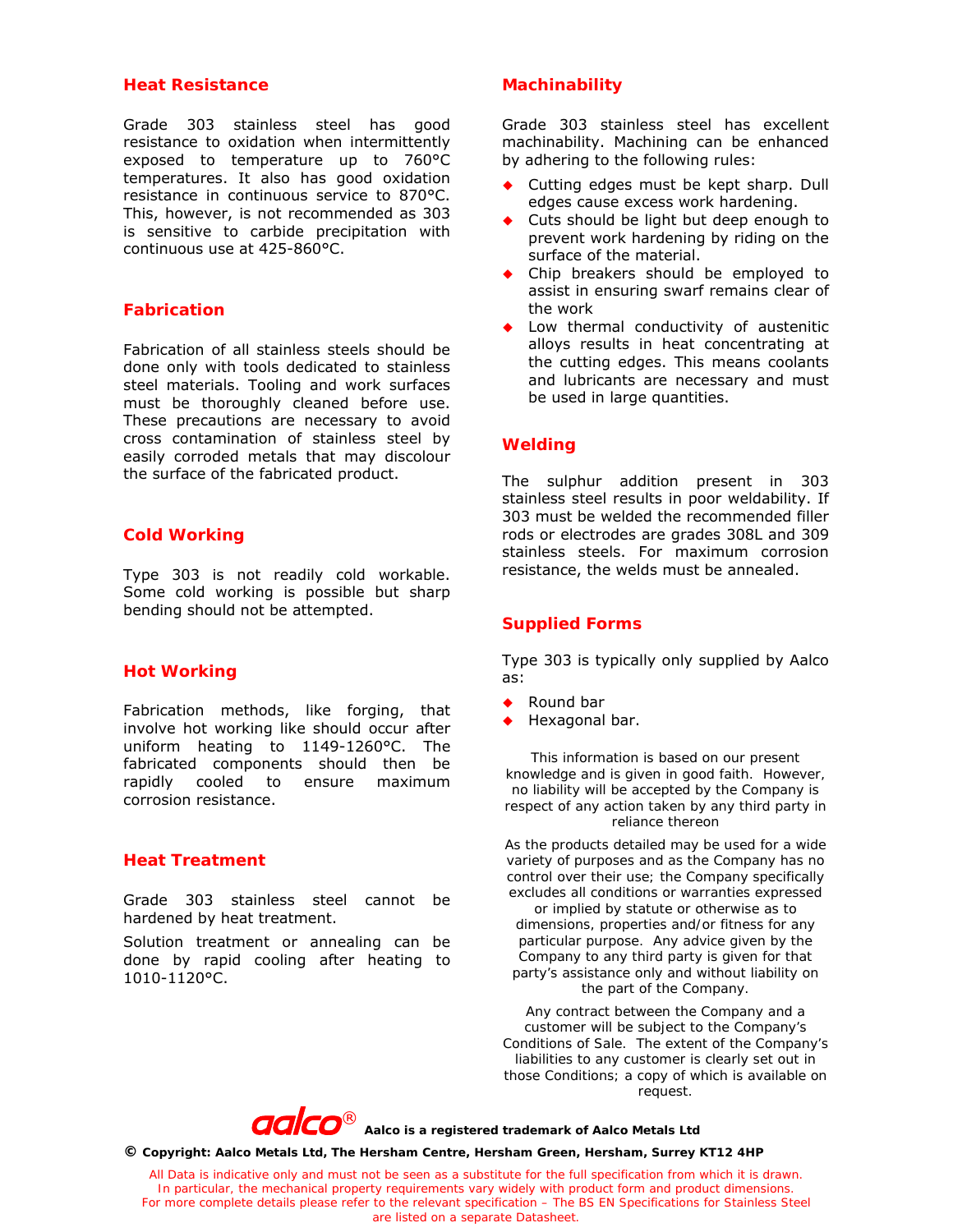## Heat Resistance

Grade 303 stainless steel has good resistance to oxidation when intermittently exposed to temperature up to 760°C temperatures. It also has good oxidation resistance in continuous service to 870°C. This, however, is not recommended as 303 is sensitive to carbide precipitation with continuous use at 425-860°C.

## Fabrication

Fabrication of all stainless steels should be done only with tools dedicated to stainless steel materials. Tooling and work surfaces must be thoroughly cleaned before use. These precautions are necessary to avoid cross contamination of stainless steel by easily corroded metals that may discolour the surface of the fabricated product.

## Cold Working

Type 303 is not readily cold workable. Some cold working is possible but sharp bending should not be attempted.

## Hot Working

Fabrication methods, like forging, that involve hot working like should occur after uniform heating to 1149-1260°C. The fabricated components should then be rapidly cooled to ensure maximum corrosion resistance.

## Heat Treatment

Grade 303 stainless steel cannot be hardened by heat treatment.

Solution treatment or annealing can be done by rapid cooling after heating to 1010-1120°C.

## Machinability

Grade 303 stainless steel has excellent machinability. Machining can be enhanced by adhering to the following rules:

- Cutting edges must be kept sharp. Dull edges cause excess work hardening.
- Cuts should be light but deep enough to prevent work hardening by riding on the surface of the material.
- Chip breakers should be employed to assist in ensuring swarf remains clear of the work
- Low thermal conductivity of austenitic alloys results in heat concentrating at the cutting edges. This means coolants and lubricants are necessary and must be used in large quantities.

## Welding

The sulphur addition present in 303 stainless steel results in poor weldability. If 303 must be welded the recommended filler rods or electrodes are grades 308L and 309 stainless steels. For maximum corrosion resistance, the welds must be annealed.

## Supplied Forms

Type 303 is typically only supplied by Aalco as:

- Round bar
- Hexagonal bar.

This information is based on our present knowledge and is given in good faith. However, no liability will be accepted by the Company is respect of any action taken by any third party in reliance thereon

As the products detailed may be used for a wide variety of purposes and as the Company has no control over their use; the Company specifically excludes all conditions or warranties expressed or implied by statute or otherwise as to dimensions, properties and/or fitness for any particular purpose. Any advice given by the Company to any third party is given for that party's assistance only and without liability on the part of the Company.

Any contract between the Company and a customer will be subject to the Company's Conditions of Sale. The extent of the Company's liabilities to any customer is clearly set out in those Conditions; a copy of which is available on request.

aalco® **Aalco is a registered trademark of Aalco Metals Ltd**

**© Copyright: Aalco Metals Ltd, The Hersham Centre, Hersham Green, Hersham, Surrey KT12 4HP**

All Data is indicative only and must not be seen as a substitute for the full specification from which it is drawn. In particular, the mechanical property requirements vary widely with product form and product dimensions. For more complete details please refer to the relevant specification – The BS EN Specifications for Stainless Steel are listed on a separate Datasheet.